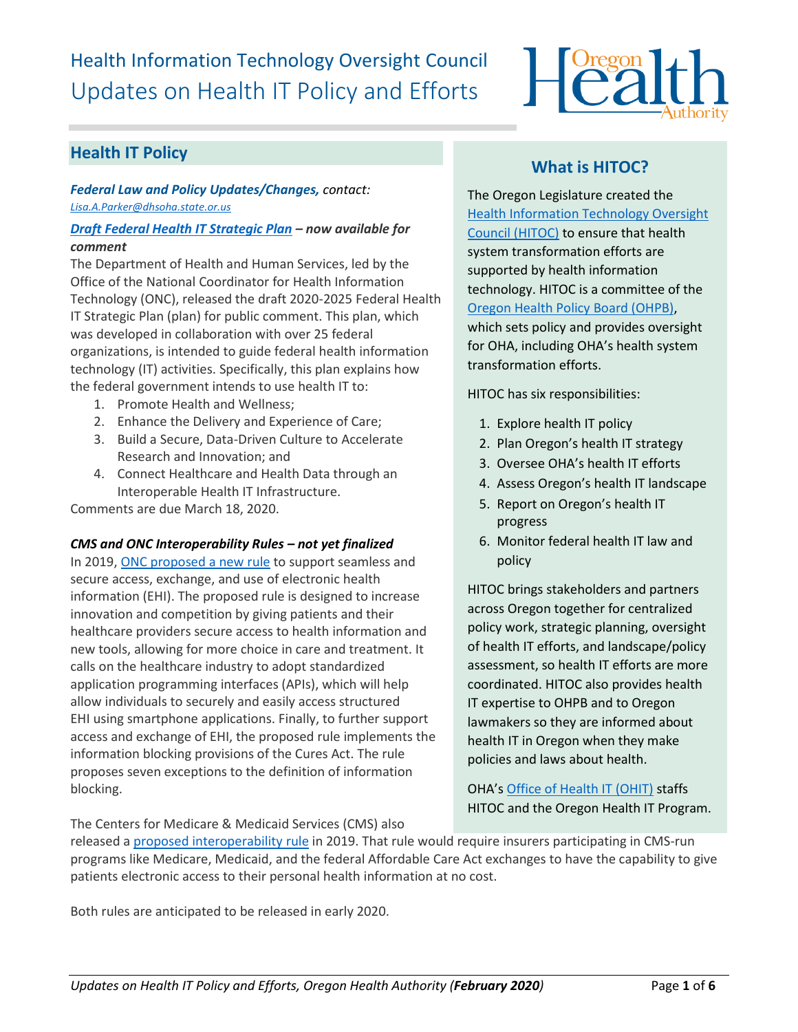# Health Information Technology Oversight Council
# Updates on Health IT Policy and Efforts

## Health IT Policy

***Federal Law and Policy Updates/Changes,*** *contact:* *Lisa.A.Parker@dhsoha.state.or.us*

### *Draft Federal Health IT Strategic Plan – now available for comment*

The Department of Health and Human Services, led by the Office of the National Coordinator for Health Information Technology (ONC), released the draft 2020-2025 Federal Health IT Strategic Plan (plan) for public comment. This plan, which was developed in collaboration with over 25 federal organizations, is intended to guide federal health information technology (IT) activities. Specifically, this plan explains how the federal government intends to use health IT to:

1. Promote Health and Wellness;
2. Enhance the Delivery and Experience of Care;
3. Build a Secure, Data-Driven Culture to Accelerate Research and Innovation; and
4. Connect Healthcare and Health Data through an Interoperable Health IT Infrastructure.

Comments are due March 18, 2020.

### *CMS and ONC Interoperability Rules – not yet finalized*

In 2019, ONC proposed a new rule to support seamless and secure access, exchange, and use of electronic health information (EHI). The proposed rule is designed to increase innovation and competition by giving patients and their healthcare providers secure access to health information and new tools, allowing for more choice in care and treatment. It calls on the healthcare industry to adopt standardized application programming interfaces (APIs), which will help allow individuals to securely and easily access structured EHI using smartphone applications. Finally, to further support access and exchange of EHI, the proposed rule implements the information blocking provisions of the Cures Act. The rule proposes seven exceptions to the definition of information blocking.

The Centers for Medicare & Medicaid Services (CMS) also released a proposed interoperability rule in 2019. That rule would require insurers participating in CMS-run programs like Medicare, Medicaid, and the federal Affordable Care Act exchanges to have the capability to give patients electronic access to their personal health information at no cost.

Both rules are anticipated to be released in early 2020.

## What is HITOC?

The Oregon Legislature created the Health Information Technology Oversight Council (HITOC) to ensure that health system transformation efforts are supported by health information technology. HITOC is a committee of the Oregon Health Policy Board (OHPB), which sets policy and provides oversight for OHA, including OHA's health system transformation efforts.

HITOC has six responsibilities:

1. Explore health IT policy
2. Plan Oregon's health IT strategy
3. Oversee OHA's health IT efforts
4. Assess Oregon's health IT landscape
5. Report on Oregon's health IT progress
6. Monitor federal health IT law and policy

HITOC brings stakeholders and partners across Oregon together for centralized policy work, strategic planning, oversight of health IT efforts, and landscape/policy assessment, so health IT efforts are more coordinated. HITOC also provides health IT expertise to OHPB and to Oregon lawmakers so they are informed about health IT in Oregon when they make policies and laws about health.

OHA's Office of Health IT (OHIT) staffs HITOC and the Oregon Health IT Program.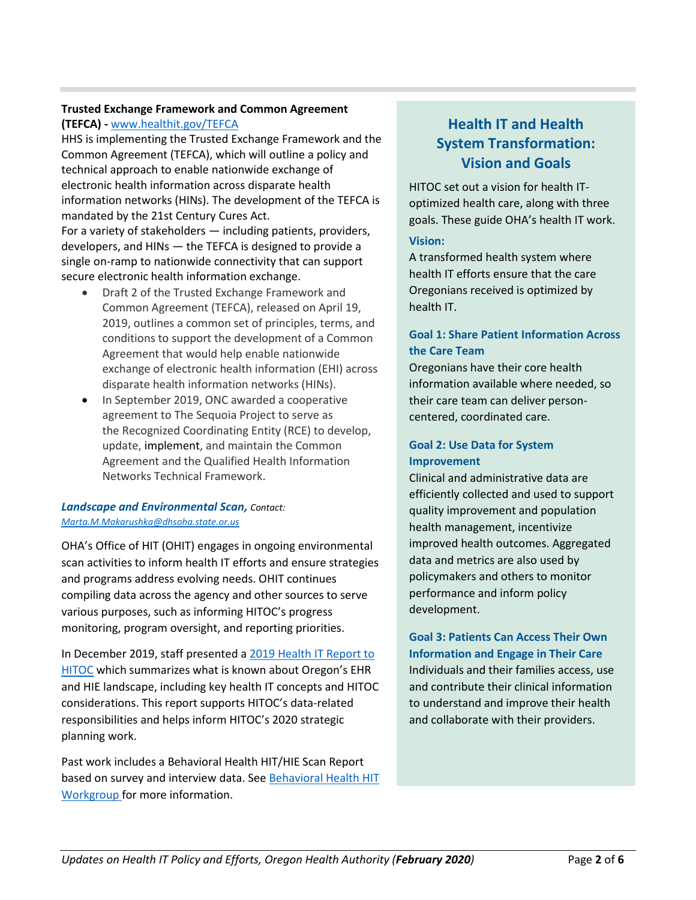**Trusted Exchange Framework and Common Agreement (TEFCA) -** [www.healthit.gov/TEFCA](www.healthit.gov/TEFCA)

HHS is implementing the Trusted Exchange Framework and the Common Agreement (TEFCA), which will outline a policy and technical approach to enable nationwide exchange of electronic health information across disparate health information networks (HINs). The development of the TEFCA is mandated by the 21st Century Cures Act.

For a variety of stakeholders — including patients, providers, developers, and HINs — the TEFCA is designed to provide a single on-ramp to nationwide connectivity that can support secure electronic health information exchange.

- Draft 2 of the Trusted Exchange Framework and Common Agreement (TEFCA), released on April 19, 2019, outlines a common set of principles, terms, and conditions to support the development of a Common Agreement that would help enable nationwide exchange of electronic health information (EHI) across disparate health information networks (HINs).
- In September 2019, ONC awarded a cooperative agreement to The Sequoia Project to serve as the Recognized Coordinating Entity (RCE) to develop, update, implement, and maintain the Common Agreement and the Qualified Health Information Networks Technical Framework.

***Landscape and Environmental Scan,*** *Contact: Marta.M.Makarushka@dhsoha.state.or.us*

OHA's Office of HIT (OHIT) engages in ongoing environmental scan activities to inform health IT efforts and ensure strategies and programs address evolving needs. OHIT continues compiling data across the agency and other sources to serve various purposes, such as informing HITOC's progress monitoring, program oversight, and reporting priorities.

In December 2019, staff presented a 2019 Health IT Report to HITOC which summarizes what is known about Oregon's EHR and HIE landscape, including key health IT concepts and HITOC considerations. This report supports HITOC's data-related responsibilities and helps inform HITOC's 2020 strategic planning work.

Past work includes a Behavioral Health HIT/HIE Scan Report based on survey and interview data. See Behavioral Health HIT Workgroup for more information.

## Health IT and Health System Transformation: Vision and Goals

HITOC set out a vision for health IT-optimized health care, along with three goals. These guide OHA's health IT work.

### Vision:

A transformed health system where health IT efforts ensure that the care Oregonians received is optimized by health IT.

### Goal 1: Share Patient Information Across the Care Team

Oregonians have their core health information available where needed, so their care team can deliver person-centered, coordinated care.

### Goal 2: Use Data for System Improvement

Clinical and administrative data are efficiently collected and used to support quality improvement and population health management, incentivize improved health outcomes. Aggregated data and metrics are also used by policymakers and others to monitor performance and inform policy development.

### Goal 3: Patients Can Access Their Own Information and Engage in Their Care

Individuals and their families access, use and contribute their clinical information to understand and improve their health and collaborate with their providers.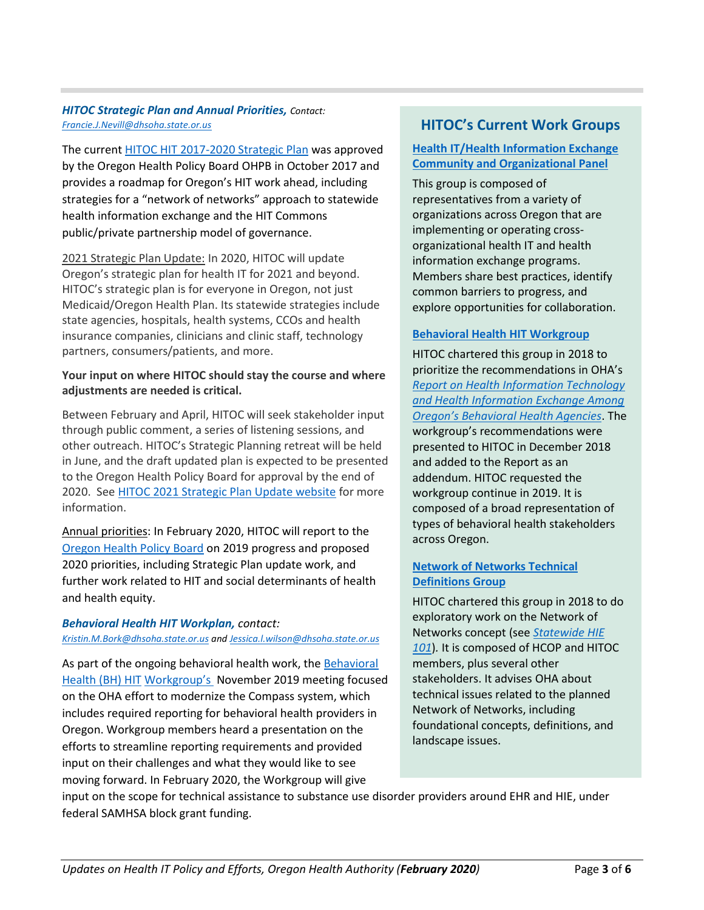### *HITOC Strategic Plan and Annual Priorities,* *Contact: Francie.J.Nevill@dhsoha.state.or.us*

The current HITOC HIT 2017-2020 Strategic Plan was approved by the Oregon Health Policy Board OHPB in October 2017 and provides a roadmap for Oregon's HIT work ahead, including strategies for a "network of networks" approach to statewide health information exchange and the HIT Commons public/private partnership model of governance.

2021 Strategic Plan Update: In 2020, HITOC will update Oregon's strategic plan for health IT for 2021 and beyond. HITOC's strategic plan is for everyone in Oregon, not just Medicaid/Oregon Health Plan. Its statewide strategies include state agencies, hospitals, health systems, CCOs and health insurance companies, clinicians and clinic staff, technology partners, consumers/patients, and more.

**Your input on where HITOC should stay the course and where adjustments are needed is critical.**

Between February and April, HITOC will seek stakeholder input through public comment, a series of listening sessions, and other outreach. HITOC's Strategic Planning retreat will be held in June, and the draft updated plan is expected to be presented to the Oregon Health Policy Board for approval by the end of 2020. See HITOC 2021 Strategic Plan Update website for more information.

Annual priorities: In February 2020, HITOC will report to the Oregon Health Policy Board on 2019 progress and proposed 2020 priorities, including Strategic Plan update work, and further work related to HIT and social determinants of health and health equity.

### *Behavioral Health HIT Workplan,* *contact: Kristin.M.Bork@dhsoha.state.or.us and Jessica.l.wilson@dhsoha.state.or.us*

As part of the ongoing behavioral health work, the Behavioral Health (BH) HIT Workgroup's November 2019 meeting focused on the OHA effort to modernize the Compass system, which includes required reporting for behavioral health providers in Oregon. Workgroup members heard a presentation on the efforts to streamline reporting requirements and provided input on their challenges and what they would like to see moving forward. In February 2020, the Workgroup will give input on the scope for technical assistance to substance use disorder providers around EHR and HIE, under federal SAMHSA block grant funding.

## HITOC's Current Work Groups

**Health IT/Health Information Exchange Community and Organizational Panel**

This group is composed of representatives from a variety of organizations across Oregon that are implementing or operating cross-organizational health IT and health information exchange programs. Members share best practices, identify common barriers to progress, and explore opportunities for collaboration.

**Behavioral Health HIT Workgroup**

HITOC chartered this group in 2018 to prioritize the recommendations in OHA's *Report on Health Information Technology and Health Information Exchange Among Oregon's Behavioral Health Agencies*. The workgroup's recommendations were presented to HITOC in December 2018 and added to the Report as an addendum. HITOC requested the workgroup continue in 2019. It is composed of a broad representation of types of behavioral health stakeholders across Oregon.

**Network of Networks Technical Definitions Group**

HITOC chartered this group in 2018 to do exploratory work on the Network of Networks concept (see *Statewide HIE 101*). It is composed of HCOP and HITOC members, plus several other stakeholders. It advises OHA about technical issues related to the planned Network of Networks, including foundational concepts, definitions, and landscape issues.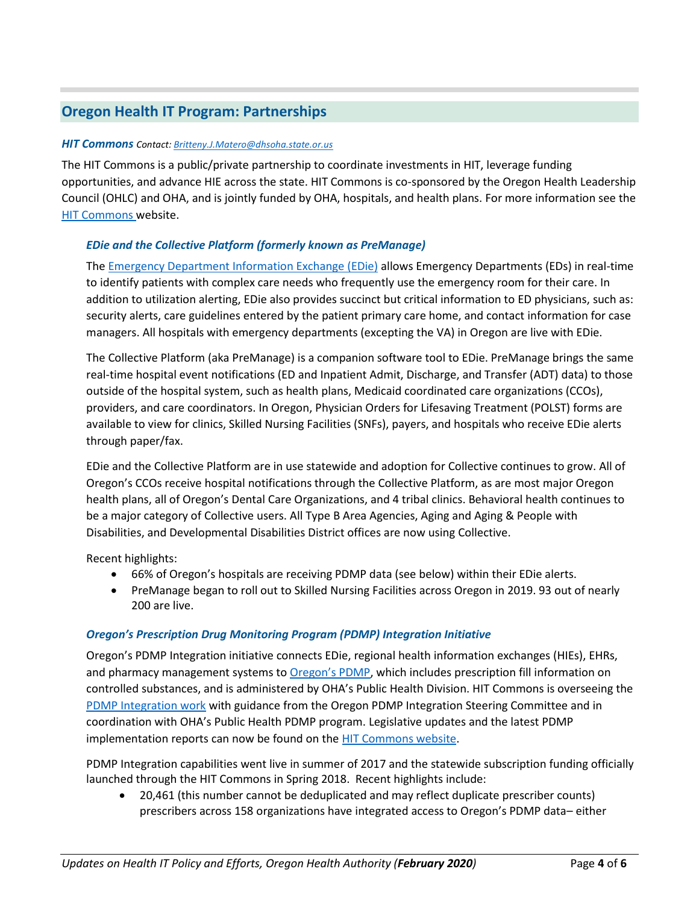## Oregon Health IT Program: Partnerships

***HIT Commons*** *Contact: Britteny.J.Matero@dhsoha.state.or.us*

The HIT Commons is a public/private partnership to coordinate investments in HIT, leverage funding opportunities, and advance HIE across the state. HIT Commons is co-sponsored by the Oregon Health Leadership Council (OHLC) and OHA, and is jointly funded by OHA, hospitals, and health plans. For more information see the HIT Commons website.

### *EDie and the Collective Platform (formerly known as PreManage)*

The Emergency Department Information Exchange (EDie) allows Emergency Departments (EDs) in real-time to identify patients with complex care needs who frequently use the emergency room for their care. In addition to utilization alerting, EDie also provides succinct but critical information to ED physicians, such as: security alerts, care guidelines entered by the patient primary care home, and contact information for case managers. All hospitals with emergency departments (excepting the VA) in Oregon are live with EDie.

The Collective Platform (aka PreManage) is a companion software tool to EDie. PreManage brings the same real-time hospital event notifications (ED and Inpatient Admit, Discharge, and Transfer (ADT) data) to those outside of the hospital system, such as health plans, Medicaid coordinated care organizations (CCOs), providers, and care coordinators. In Oregon, Physician Orders for Lifesaving Treatment (POLST) forms are available to view for clinics, Skilled Nursing Facilities (SNFs), payers, and hospitals who receive EDie alerts through paper/fax.

EDie and the Collective Platform are in use statewide and adoption for Collective continues to grow. All of Oregon's CCOs receive hospital notifications through the Collective Platform, as are most major Oregon health plans, all of Oregon's Dental Care Organizations, and 4 tribal clinics. Behavioral health continues to be a major category of Collective users. All Type B Area Agencies, Aging and Aging & People with Disabilities, and Developmental Disabilities District offices are now using Collective.

Recent highlights:

- 66% of Oregon's hospitals are receiving PDMP data (see below) within their EDie alerts.
- PreManage began to roll out to Skilled Nursing Facilities across Oregon in 2019. 93 out of nearly 200 are live.

### *Oregon's Prescription Drug Monitoring Program (PDMP) Integration Initiative*

Oregon's PDMP Integration initiative connects EDie, regional health information exchanges (HIEs), EHRs, and pharmacy management systems to Oregon's PDMP, which includes prescription fill information on controlled substances, and is administered by OHA's Public Health Division. HIT Commons is overseeing the PDMP Integration work with guidance from the Oregon PDMP Integration Steering Committee and in coordination with OHA's Public Health PDMP program. Legislative updates and the latest PDMP implementation reports can now be found on the HIT Commons website.

PDMP Integration capabilities went live in summer of 2017 and the statewide subscription funding officially launched through the HIT Commons in Spring 2018. Recent highlights include:

- 20,461 (this number cannot be deduplicated and may reflect duplicate prescriber counts) prescribers across 158 organizations have integrated access to Oregon's PDMP data– either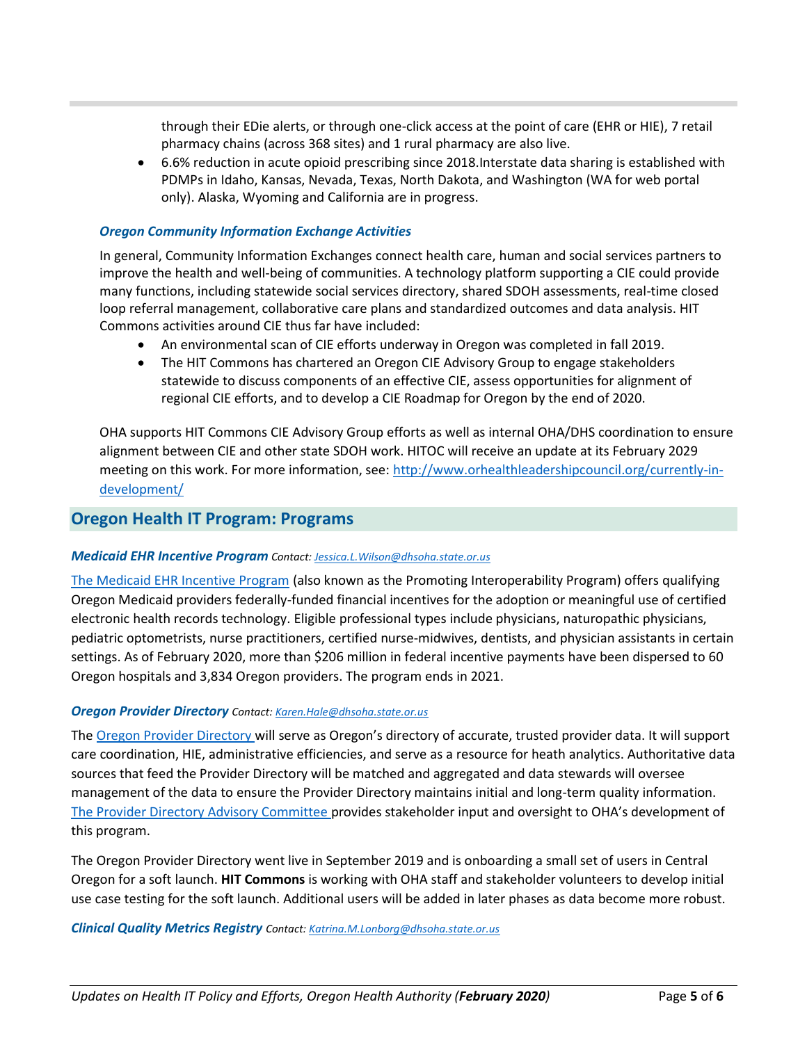through their EDie alerts, or through one-click access at the point of care (EHR or HIE), 7 retail pharmacy chains (across 368 sites) and 1 rural pharmacy are also live.

- 6.6% reduction in acute opioid prescribing since 2018.Interstate data sharing is established with PDMPs in Idaho, Kansas, Nevada, Texas, North Dakota, and Washington (WA for web portal only). Alaska, Wyoming and California are in progress.

### *Oregon Community Information Exchange Activities*

In general, Community Information Exchanges connect health care, human and social services partners to improve the health and well-being of communities. A technology platform supporting a CIE could provide many functions, including statewide social services directory, shared SDOH assessments, real-time closed loop referral management, collaborative care plans and standardized outcomes and data analysis. HIT Commons activities around CIE thus far have included:

- An environmental scan of CIE efforts underway in Oregon was completed in fall 2019.
- The HIT Commons has chartered an Oregon CIE Advisory Group to engage stakeholders statewide to discuss components of an effective CIE, assess opportunities for alignment of regional CIE efforts, and to develop a CIE Roadmap for Oregon by the end of 2020.

OHA supports HIT Commons CIE Advisory Group efforts as well as internal OHA/DHS coordination to ensure alignment between CIE and other state SDOH work. HITOC will receive an update at its February 2029 meeting on this work. For more information, see: http://www.orhealthleadershipcouncil.org/currently-in-development/

## Oregon Health IT Program: Programs

### *Medicaid EHR Incentive Program* Contact: *Jessica.L.Wilson@dhsoha.state.or.us*

The Medicaid EHR Incentive Program (also known as the Promoting Interoperability Program) offers qualifying Oregon Medicaid providers federally-funded financial incentives for the adoption or meaningful use of certified electronic health records technology. Eligible professional types include physicians, naturopathic physicians, pediatric optometrists, nurse practitioners, certified nurse-midwives, dentists, and physician assistants in certain settings. As of February 2020, more than $206 million in federal incentive payments have been dispersed to 60 Oregon hospitals and 3,834 Oregon providers. The program ends in 2021.

### *Oregon Provider Directory* Contact: *Karen.Hale@dhsoha.state.or.us*

The Oregon Provider Directory will serve as Oregon's directory of accurate, trusted provider data. It will support care coordination, HIE, administrative efficiencies, and serve as a resource for heath analytics. Authoritative data sources that feed the Provider Directory will be matched and aggregated and data stewards will oversee management of the data to ensure the Provider Directory maintains initial and long-term quality information. The Provider Directory Advisory Committee provides stakeholder input and oversight to OHA's development of this program.

The Oregon Provider Directory went live in September 2019 and is onboarding a small set of users in Central Oregon for a soft launch. **HIT Commons** is working with OHA staff and stakeholder volunteers to develop initial use case testing for the soft launch. Additional users will be added in later phases as data become more robust.

### *Clinical Quality Metrics Registry* Contact: *Katrina.M.Lonborg@dhsoha.state.or.us*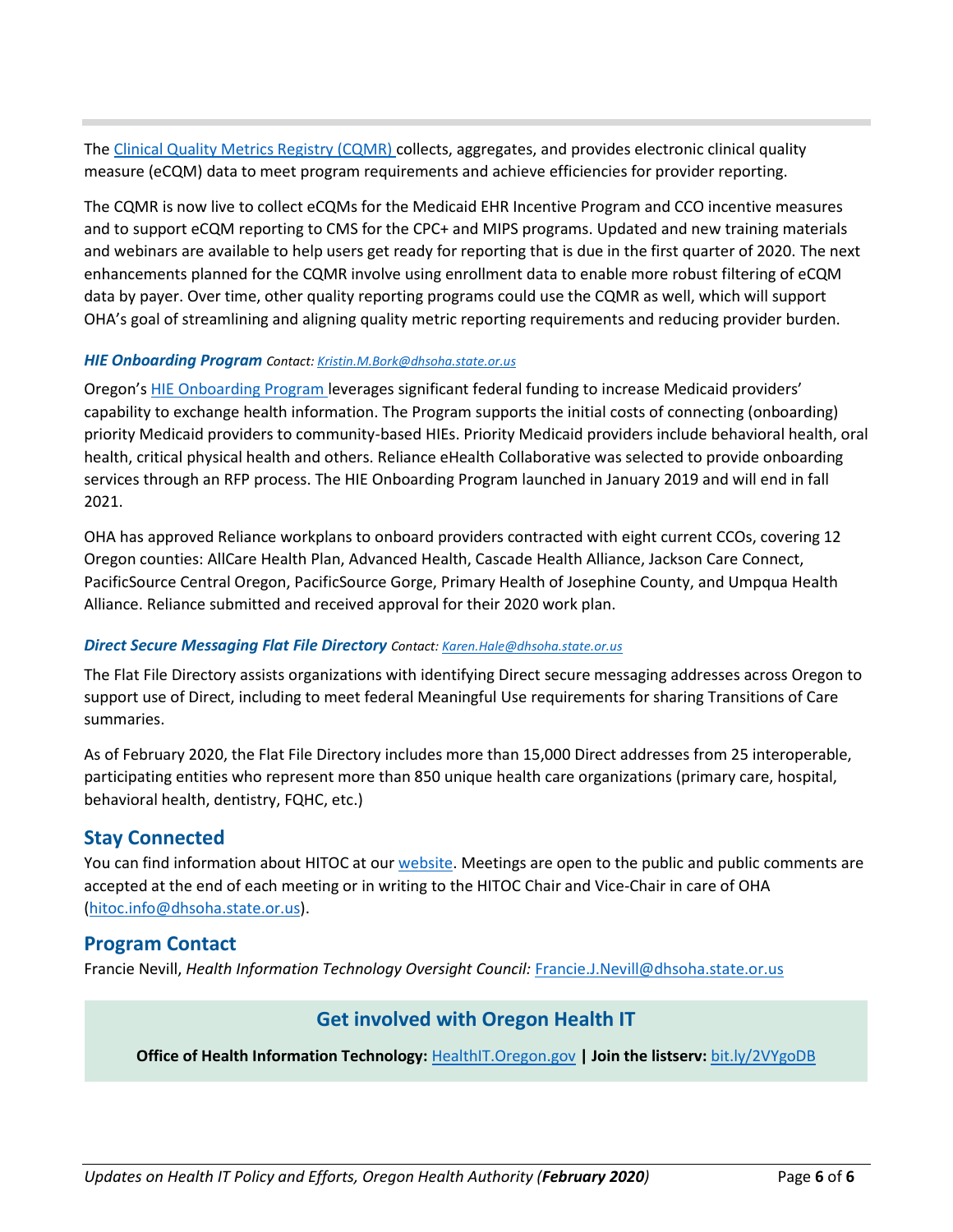The [Clinical Quality Metrics Registry (CQMR)](#) collects, aggregates, and provides electronic clinical quality measure (eCQM) data to meet program requirements and achieve efficiencies for provider reporting.

The CQMR is now live to collect eCQMs for the Medicaid EHR Incentive Program and CCO incentive measures and to support eCQM reporting to CMS for the CPC+ and MIPS programs. Updated and new training materials and webinars are available to help users get ready for reporting that is due in the first quarter of 2020. The next enhancements planned for the CQMR involve using enrollment data to enable more robust filtering of eCQM data by payer. Over time, other quality reporting programs could use the CQMR as well, which will support OHA's goal of streamlining and aligning quality metric reporting requirements and reducing provider burden.

***HIE Onboarding Program*** *Contact: Kristin.M.Bork@dhsoha.state.or.us*

Oregon's HIE Onboarding Program leverages significant federal funding to increase Medicaid providers' capability to exchange health information. The Program supports the initial costs of connecting (onboarding) priority Medicaid providers to community-based HIEs. Priority Medicaid providers include behavioral health, oral health, critical physical health and others. Reliance eHealth Collaborative was selected to provide onboarding services through an RFP process. The HIE Onboarding Program launched in January 2019 and will end in fall 2021.

OHA has approved Reliance workplans to onboard providers contracted with eight current CCOs, covering 12 Oregon counties: AllCare Health Plan, Advanced Health, Cascade Health Alliance, Jackson Care Connect, PacificSource Central Oregon, PacificSource Gorge, Primary Health of Josephine County, and Umpqua Health Alliance. Reliance submitted and received approval for their 2020 work plan.

***Direct Secure Messaging Flat File Directory*** *Contact: Karen.Hale@dhsoha.state.or.us*

The Flat File Directory assists organizations with identifying Direct secure messaging addresses across Oregon to support use of Direct, including to meet federal Meaningful Use requirements for sharing Transitions of Care summaries.

As of February 2020, the Flat File Directory includes more than 15,000 Direct addresses from 25 interoperable, participating entities who represent more than 850 unique health care organizations (primary care, hospital, behavioral health, dentistry, FQHC, etc.)

## Stay Connected

You can find information about HITOC at our website. Meetings are open to the public and public comments are accepted at the end of each meeting or in writing to the HITOC Chair and Vice-Chair in care of OHA (hitoc.info@dhsoha.state.or.us).

## Program Contact

Francie Nevill, *Health Information Technology Oversight Council:* Francie.J.Nevill@dhsoha.state.or.us

### Get involved with Oregon Health IT

**Office of Health Information Technology:** HealthIT.Oregon.gov **| Join the listserv:** bit.ly/2VYgoDB